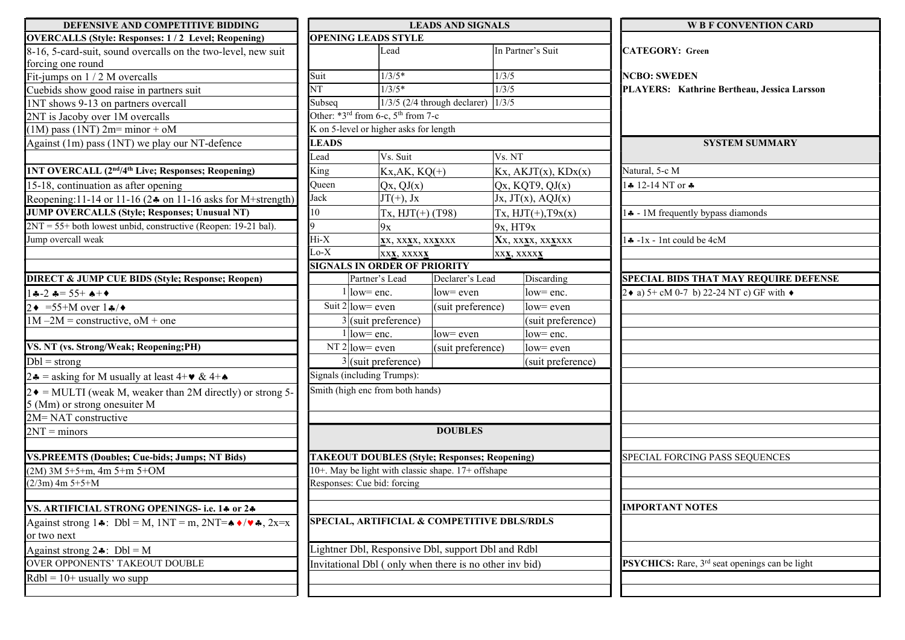## DEFENSIVE AND COMPETITIVE BIDDING

**OVERCALLS (Style: Responses: 1 / 2 Level; Reopening)**

8-16, 5-card-suit, sound overcalls on the two-level, new suit forcing one round

Fit-jumps on 1 / 2 M overcalls

Cuebids show good raise in partners suit

1NT shows 9-13 on partners overcall

2NT is Jacoby over 1M overcalls

(1M) pass (1NT) 2m= minor + oM

Against (1m) pass (1NT) we play our NT-defence

**1NT OVERCALL (2nd/4th Live; Responses; Reopening)**

15-18, continuation as after opening

Reopening:11-14 or 11-16 (2♣ on 11-16 asks for M+strength)

**JUMP OVERCALLS (Style; Responses; Unusual NT)**

2NT = 55+ both lowest unbid, constructive (Reopen: 19-21 bal).

Jump overcall weak

**DIRECT & JUMP CUE BIDS (Style; Response; Reopen)**

1♣-2 ♣= 55+ ♠+♦

2♦ =55+M over 1♣/♦

1M –2M = constructive, oM + one

**VS. NT (vs. Strong/Weak; Reopening;PH)**

Dbl = strong

2♣ = asking for M usually at least 4+♥ & 4+♠

2♦ = MULTI (weak M, weaker than 2M directly) or strong 5-5 (Mm) or strong onesuiter M

2M= NAT constructive

2NT = minors

**VS.PREEMTS (Doubles; Cue-bids; Jumps; NT Bids)**

(2M) 3M 5+5+m, 4m 5+m 5+OM

(2/3m) 4m 5+5+M

**VS. ARTIFICIAL STRONG OPENINGS- i.e. 1♣ or 2♣**

Against strong 1♣: Dbl = M, 1NT = m, 2NT=♠♦/♥♣, 2x=x or two next

Against strong 2♣: Dbl = M

OVER OPPONENTS' TAKEOUT DOUBLE

Rdbl = 10+ usually wo supp

## LEADS AND SIGNALS

**OPENING LEADS STYLE**

| | Lead | In Partner's Suit |
|---|---|---|
| Suit | 1/3/5* | 1/3/5 |
| NT | 1/3/5* | 1/3/5 |
| Subseq | 1/3/5 (2/4 through declarer) | 1/3/5 |

Other: *3rd from 6-c, 5th from 7-c

K on 5-level or higher asks for length

**LEADS**

| Lead | Vs. Suit | Vs. NT |
|---|---|---|
| King | Kx,AK, KQ(+) | Kx, AKJT(x), KDx(x) |
| Queen | Qx, QJ(x) | Qx, KQT9, QJ(x) |
| Jack | JT(+), Jx | Jx, JT(x), AQJ(x) |
| 10 | Tx, HJT(+) (T98) | Tx, HJT(+),T9x(x) |
| 9 | 9x | 9x, HT9x |
| Hi-X | **x**x, xx**x**x, xx**x**xx | **X**x, xx**x**x, xx**x**xx |
| Lo-X | xx**x**, xxxx**x** | xx**x**, xxxx**x** |

**SIGNALS IN ORDER OF PRIORITY**

| | | Partner's Lead | Declarer's Lead | Discarding |
|---|---|---|---|---|
| Suit | 1 | low= enc. | low= even | low= enc. |
| | 2 | low= even | (suit preference) | low= even |
| | 3 | (suit preference) | | (suit preference) |
| NT | 1 | low= enc. | low= even | low= enc. |
| | 2 | low= even | (suit preference) | low= even |
| | 3 | (suit preference) | | (suit preference) |

Signals (including Trumps):

Smith (high enc from both hands)

## DOUBLES

**TAKEOUT DOUBLES (Style; Responses; Reopening)**

10+. May be light with classic shape. 17+ offshape

Responses: Cue bid: forcing

**SPECIAL, ARTIFICIAL & COMPETITIVE DBLS/RDLS**

Lightner Dbl, Responsive Dbl, support Dbl and Rdbl

Invitational Dbl ( only when there is no other inv bid)

## W B F CONVENTION CARD

**CATEGORY: Green**

**NCBO: SWEDEN**

**PLAYERS: Kathrine Bertheau, Jessica Larsson**

## SYSTEM SUMMARY

Natural, 5-c M

1♣ 12-14 NT or ♣

1♣ - 1M frequently bypass diamonds

1♣ -1x - 1nt could be 4cM

**SPECIAL BIDS THAT MAY REQUIRE DEFENSE**

2♦ a) 5+ cM 0-7 b) 22-24 NT c) GF with ♦

SPECIAL FORCING PASS SEQUENCES

**IMPORTANT NOTES**

**PSYCHICS:** Rare, 3rd seat openings can be light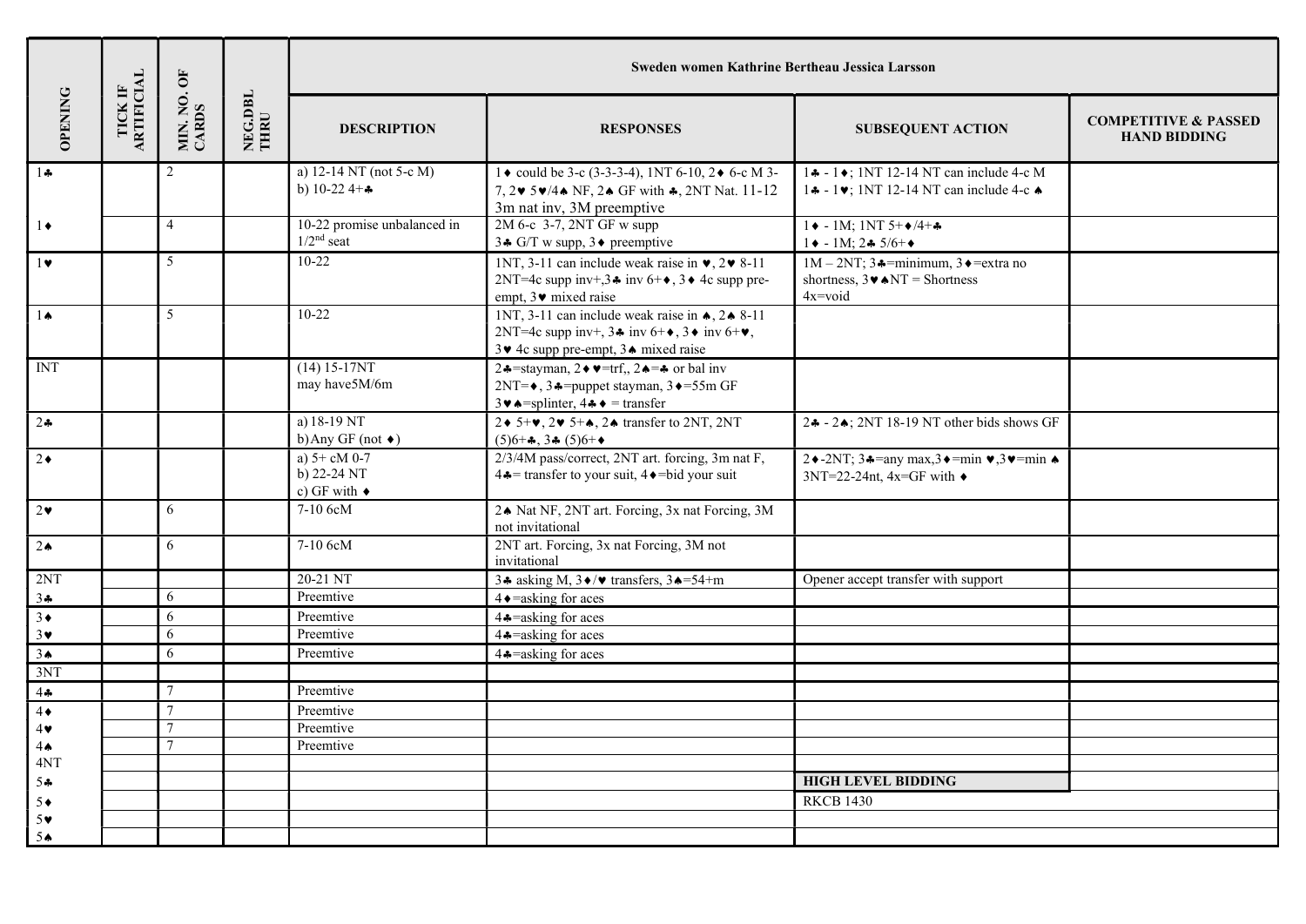| OPENING | TICK IF ARTIFICIAL | MIN. NO. OF CARDS | NEG.DBL THRU | Sweden women Kathrine Bertheau Jessica Larsson | | | |
|---|---|---|---|---|---|---|---|
| | | | | DESCRIPTION | RESPONSES | SUBSEQUENT ACTION | COMPETITIVE & PASSED HAND BIDDING |
| 1♣ | | 2 | | a) 12-14 NT (not 5-c M)<br>b) 10-22 4+♣ | 1♦ could be 3-c (3-3-3-4), 1NT 6-10, 2♦ 6-c M 3-7, 2♥ 5♥/4♠ NF, 2♠ GF with ♣, 2NT Nat. 11-12 3m nat inv, 3M preemptive | 1♣ - 1♦; 1NT 12-14 NT can include 4-c M<br>1♣ - 1♥; 1NT 12-14 NT can include 4-c ♠ | |
| 1♦ | | 4 | | 10-22 promise unbalanced in 1/2nd seat | 2M 6-c 3-7, 2NT GF w supp<br>3♣ G/T w supp, 3♦ preemptive | 1♦ - 1M; 1NT 5+♦/4+♣<br>1♦ - 1M; 2♣ 5/6+♦ | |
| 1♥ | | 5 | | 10-22 | 1NT, 3-11 can include weak raise in ♥, 2♥ 8-11 2NT=4c supp inv+,3♣ inv 6+♦, 3♦ 4c supp pre-empt, 3♥ mixed raise | 1M – 2NT; 3♣=minimum, 3♦=extra no shortness, 3♥♠NT = Shortness<br>4x=void | |
| 1♠ | | 5 | | 10-22 | 1NT, 3-11 can include weak raise in ♠, 2♠ 8-11 2NT=4c supp inv+, 3♣ inv 6+♦, 3♦ inv 6+♥, 3♥ 4c supp pre-empt, 3♠ mixed raise | | |
| INT | | | | (14) 15-17NT<br>may have5M/6m | 2♣=stayman, 2♦♥=trf,, 2♠=♣ or bal inv<br>2NT=♦, 3♣=puppet stayman, 3♦=55m GF<br>3♥♠=splinter, 4♣♦ = transfer | | |
| 2♣ | | | | a) 18-19 NT<br>b)Any GF (not ♦) | 2♦ 5+♥, 2♥ 5+♠, 2♠ transfer to 2NT, 2NT (5)6+♣, 3♣ (5)6+♦ | 2♣ - 2♠; 2NT 18-19 NT other bids shows GF | |
| 2♦ | | | | a) 5+ cM 0-7<br>b) 22-24 NT<br>c) GF with ♦ | 2/3/4M pass/correct, 2NT art. forcing, 3m nat F, 4♣= transfer to your suit, 4♦=bid your suit | 2♦-2NT; 3♣=any max,3♦=min ♥,3♥=min ♠<br>3NT=22-24nt, 4x=GF with ♦ | |
| 2♥ | | 6 | | 7-10 6cM | 2♠ Nat NF, 2NT art. Forcing, 3x nat Forcing, 3M not invitational | | |
| 2♠ | | 6 | | 7-10 6cM | 2NT art. Forcing, 3x nat Forcing, 3M not invitational | | |
| 2NT | | | | 20-21 NT | 3♣ asking M, 3♦/♥ transfers, 3♠=54+m | Opener accept transfer with support | |
| 3♣ | | 6 | | Preemtive | 4♦=asking for aces | | |
| 3♦ | | 6 | | Preemtive | 4♣=asking for aces | | |
| 3♥ | | 6 | | Preemtive | 4♣=asking for aces | | |
| 3♠ | | 6 | | Preemtive | 4♣=asking for aces | | |
| 3NT | | | | | | | |
| 4♣ | | 7 | | Preemtive | | | |
| 4♦ | | 7 | | Preemtive | | | |
| 4♥ | | 7 | | Preemtive | | | |
| 4♠ | | 7 | | Preemtive | | | |
| 4NT | | | | | | | |
| 5♣ | | | | | | **HIGH LEVEL BIDDING** | |
| 5♦ | | | | | | RKCB 1430 | |
| 5♥ | | | | | | | |
| 5♠ | | | | | | | |